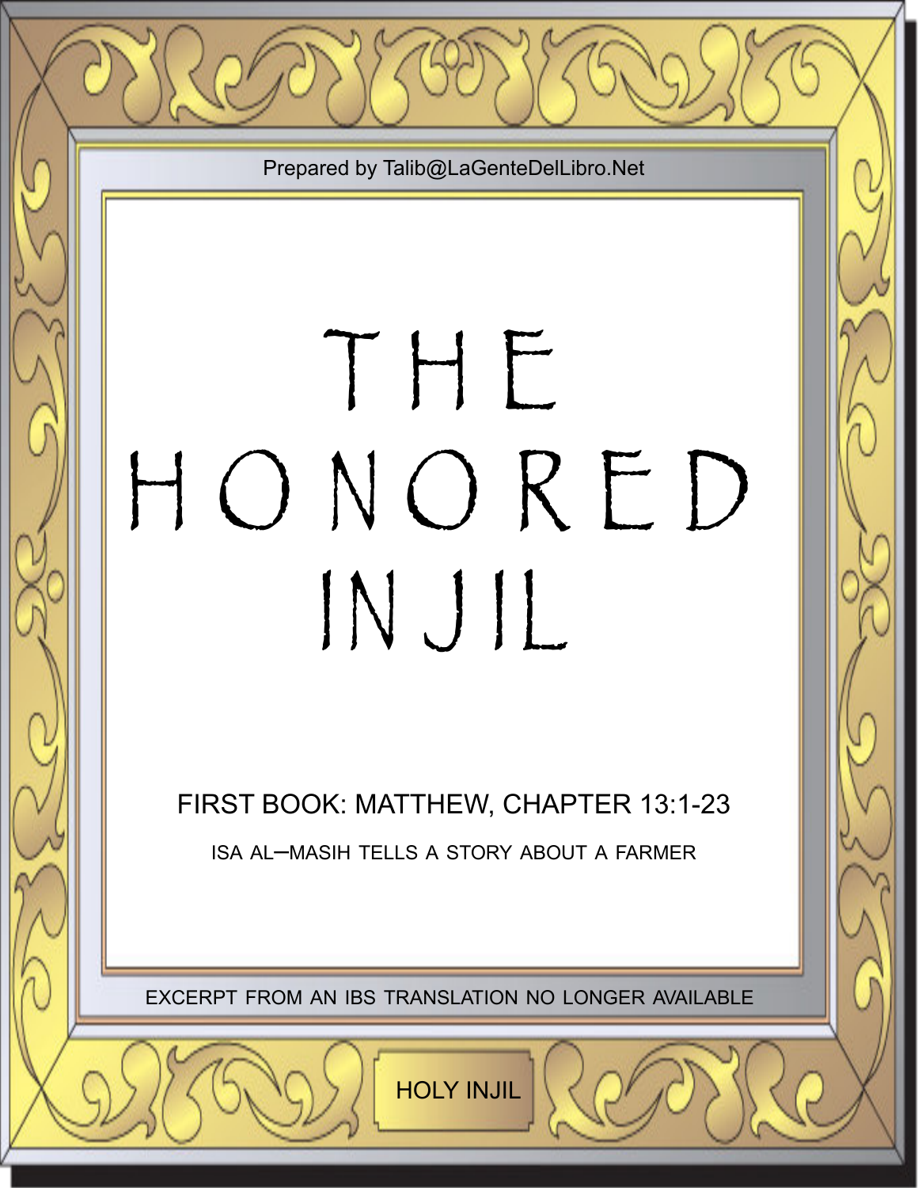Prepared by Talib@LaGenteDelLibro.Net

# THE HONORED INJIL

FIRST BOOK: MATTHEW, CHAPTER 13:1-23

ISA AL–MASIH TELLS A STORY ABOUT A FARMER

EXCERPT FROM AN IBS TRANSLATION NO LONGER AVAILABLE

HOLY INJIL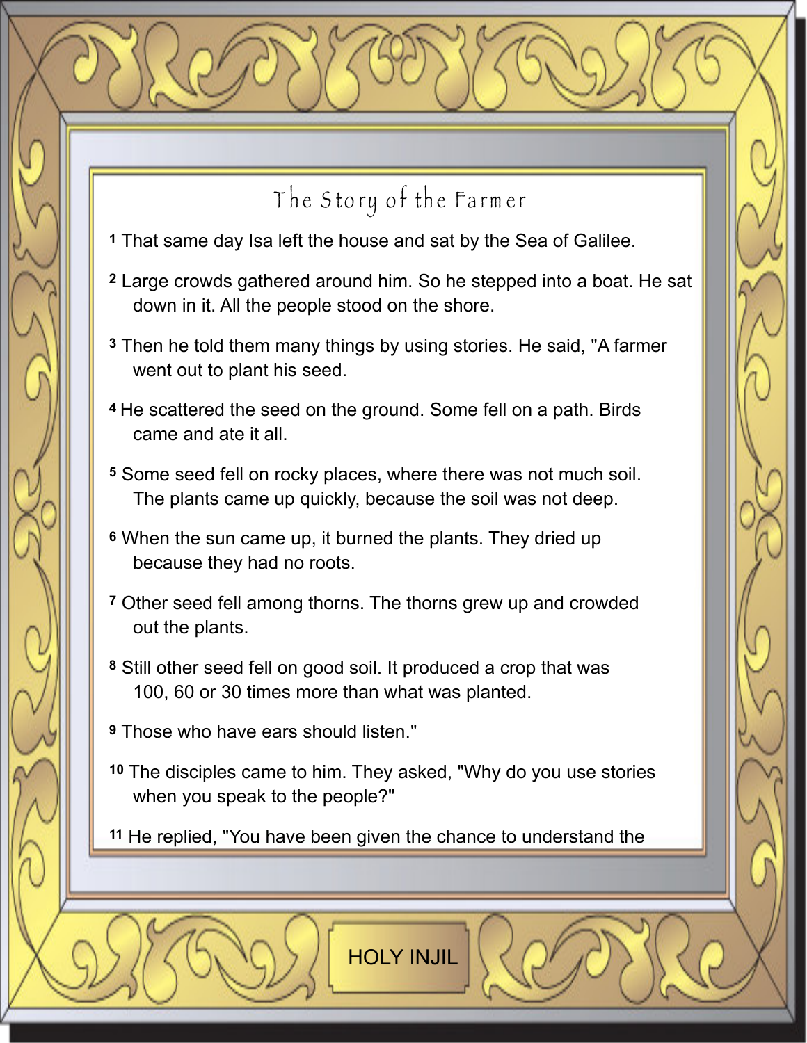## The Story of the Farmer

**1** That same day Isa left the house and sat by the Sea of Galilee.

**2** Large crowds gathered around him. So he stepped into a boat. He sat down in it. All the people stood on the shore.

**3** Then he told them many things by using stories. He said, "A farmer went out to plant his seed.

**4** He scattered the seed on the ground. Some fell on a path. Birds came and ate it all.

**5** Some seed fell on rocky places, where there was not much soil. The plants came up quickly, because the soil was not deep.

**6** When the sun came up, it burned the plants. They dried up because they had no roots.

**7** Other seed fell among thorns. The thorns grew up and crowded out the plants.

**8** Still other seed fell on good soil. It produced a crop that was 100, 60 or 30 times more than what was planted.

**9** Those who have ears should listen."

**10** The disciples came to him. They asked, "Why do you use stories when you speak to the people?"

**11** He replied, "You have been given the chance to understand the

HOLY INJIL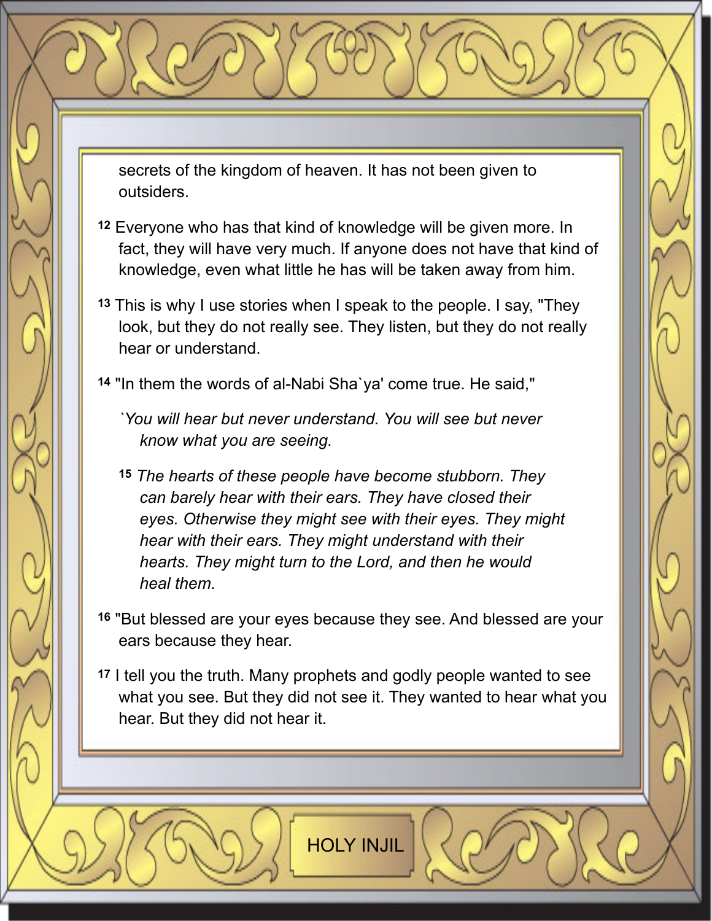secrets of the kingdom of heaven. It has not been given to outsiders.

**12** Everyone who has that kind of knowledge will be given more. In fact, they will have very much. If anyone does not have that kind of knowledge, even what little he has will be taken away from him.

**13** This is why I use stories when I speak to the people. I say, "They look, but they do not really see. They listen, but they do not really hear or understand.

**14** "In them the words of al-Nabi Sha`ya' come true. He said,"

*`You will hear but never understand. You will see but never know what you are seeing.*

**15** *The hearts of these people have become stubborn. They can barely hear with their ears. They have closed their eyes. Otherwise they might see with their eyes. They might hear with their ears. They might understand with their hearts. They might turn to the Lord, and then he would heal them.*

**16** "But blessed are your eyes because they see. And blessed are your ears because they hear.

**17** I tell you the truth. Many prophets and godly people wanted to see what you see. But they did not see it. They wanted to hear what you hear. But they did not hear it.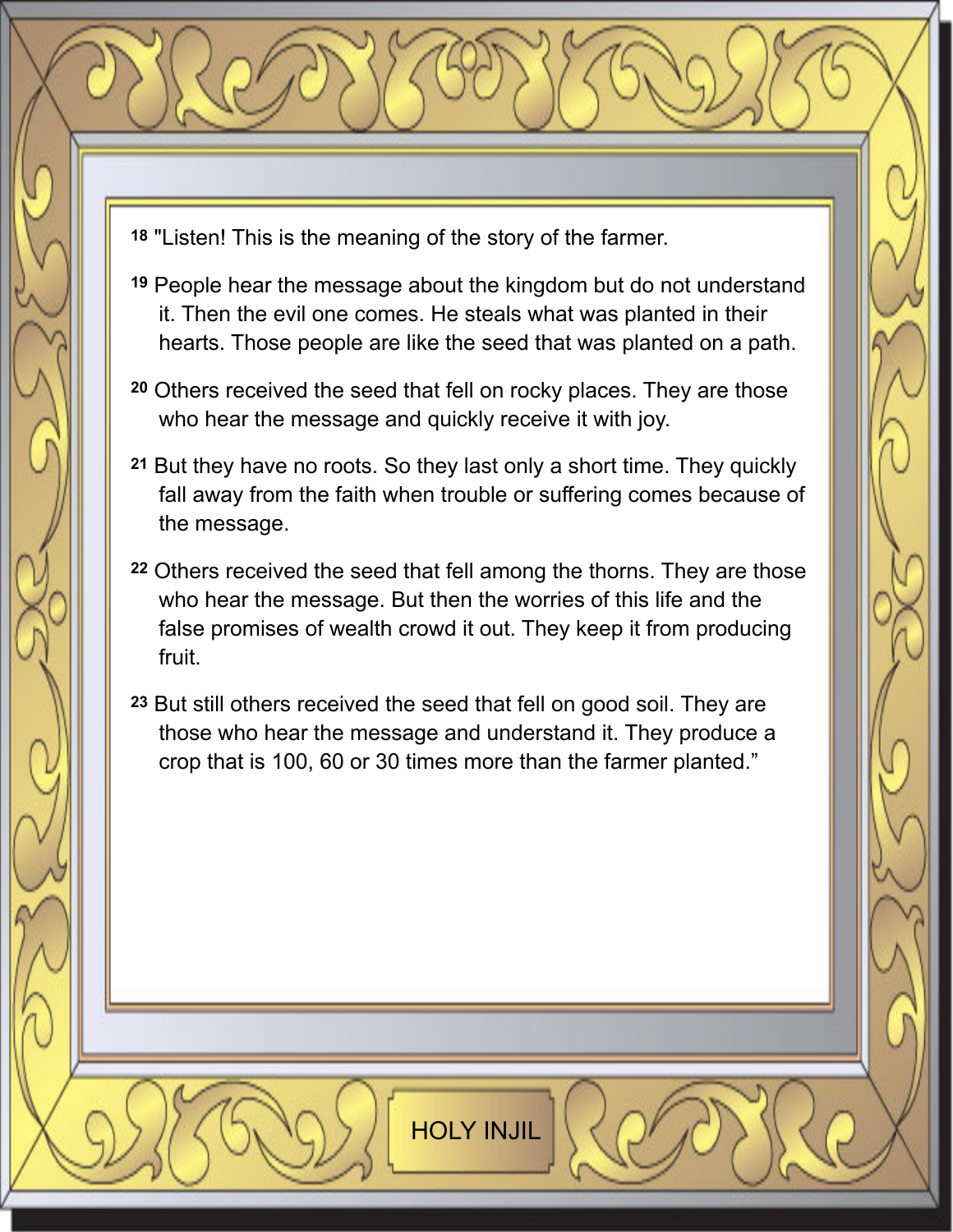[18] "Listen! This is the meaning of the story of the farmer.

[19] People hear the message about the kingdom but do not understand it. Then the evil one comes. He steals what was planted in their hearts. Those people are like the seed that was planted on a path.

[20] Others received the seed that fell on rocky places. They are those who hear the message and quickly receive it with joy.

[21] But they have no roots. So they last only a short time. They quickly fall away from the faith when trouble or suffering comes because of the message.

[22] Others received the seed that fell among the thorns. They are those who hear the message. But then the worries of this life and the false promises of wealth crowd it out. They keep it from producing fruit.

[23] But still others received the seed that fell on good soil. They are those who hear the message and understand it. They produce a crop that is 100, 60 or 30 times more than the farmer planted."

HOLY INJIL